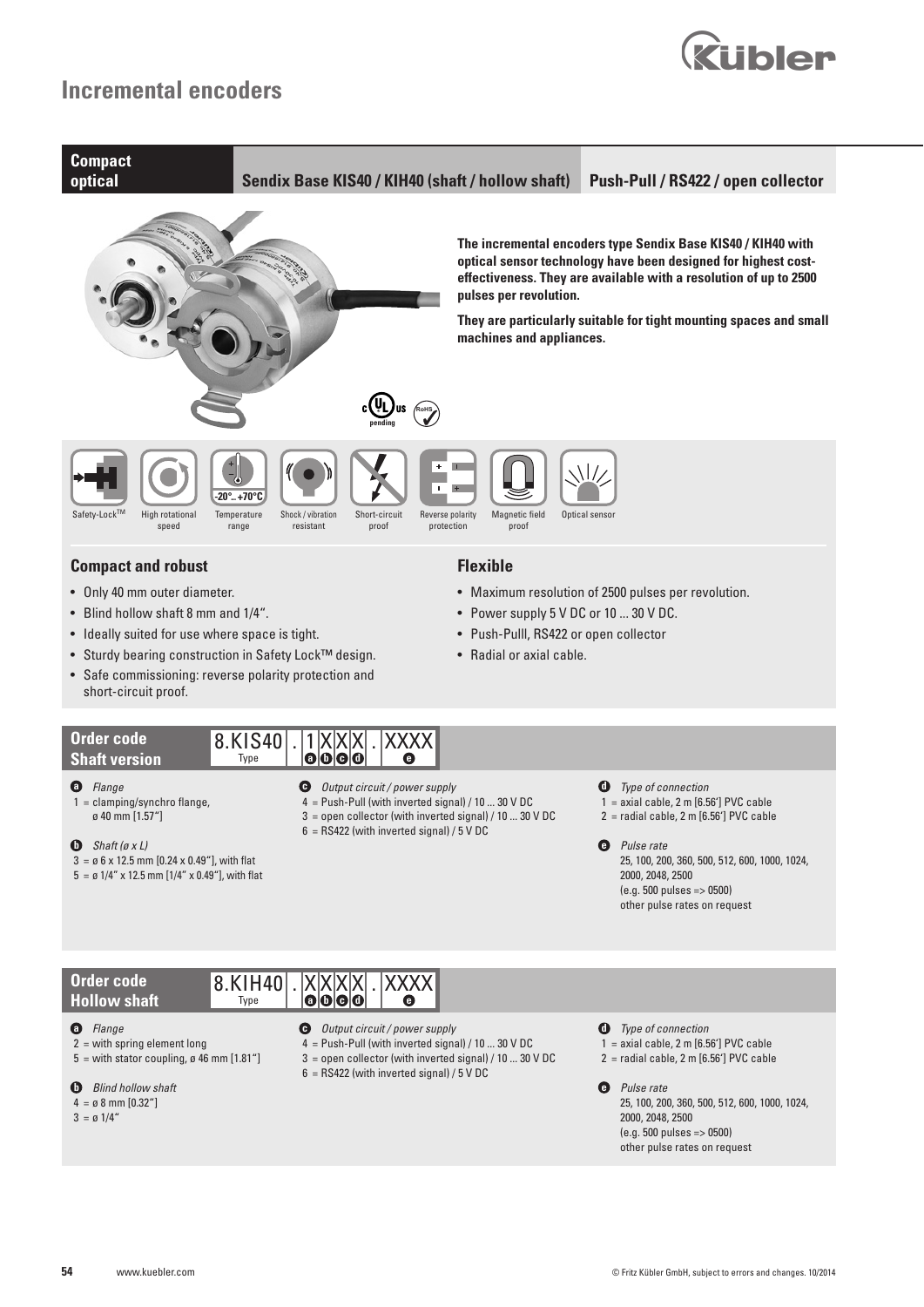# Incremental encoders

**Compact optical** | **Sendix Base KIS40 / KIH40 (shaft / hollow shaft)** | **Push-Pull / RS422 / open collector**

**The incremental encoders type Sendix Base KIS40 / KIH40 with optical sensor technology have been designed for highest cost-effectiveness. They are available with a resolution of up to 2500 pulses per revolution.**

**They are particularly suitable for tight mounting spaces and small machines and appliances.**

Safety-Lock™ | High rotational speed | Temperature range (-20°... +70°C) | Shock / vibration resistant | Short-circuit proof | Reverse polarity protection | Magnetic field proof | Optical sensor

## Compact and robust

- Only 40 mm outer diameter.
- Blind hollow shaft 8 mm and 1/4".
- Ideally suited for use where space is tight.
- Sturdy bearing construction in Safety Lock™ design.
- Safe commissioning: reverse polarity protection and short-circuit proof.

## Flexible

- Maximum resolution of 2500 pulses per revolution.
- Power supply 5 V DC or 10 ... 30 V DC.
- Push-Pulll, RS422 or open collector
- Radial or axial cable.

## Order code Shaft version

8.KIS40 . 1 X X X . XXXX
(Type; a b c d; e)

**a** *Flange*
1 = clamping/synchro flange, ø 40 mm [1.57"]

**b** *Shaft (ø x L)*
3 = ø 6 x 12.5 mm [0.24 x 0.49"], with flat
5 = ø 1/4" x 12.5 mm [1/4" x 0.49"], with flat

**c** *Output circuit / power supply*
4 = Push-Pull (with inverted signal) / 10 ... 30 V DC
3 = open collector (with inverted signal) / 10 ... 30 V DC
6 = RS422 (with inverted signal) / 5 V DC

**d** *Type of connection*
1 = axial cable, 2 m [6.56'] PVC cable
2 = radial cable, 2 m [6.56'] PVC cable

**e** *Pulse rate*
25, 100, 200, 360, 500, 512, 600, 1000, 1024, 2000, 2048, 2500
(e.g. 500 pulses => 0500)
other pulse rates on request

## Order code Hollow shaft

8.KIH40 . X X X X . XXXX
(Type; a b c d; e)

**a** *Flange*
2 = with spring element long
5 = with stator coupling, ø 46 mm [1.81"]

**b** *Blind hollow shaft*
4 = ø 8 mm [0.32"]
3 = ø 1/4"

**c** *Output circuit / power supply*
4 = Push-Pull (with inverted signal) / 10 ... 30 V DC
3 = open collector (with inverted signal) / 10 ... 30 V DC
6 = RS422 (with inverted signal) / 5 V DC

**d** *Type of connection*
1 = axial cable, 2 m [6.56'] PVC cable
2 = radial cable, 2 m [6.56'] PVC cable

**e** *Pulse rate*
25, 100, 200, 360, 500, 512, 600, 1000, 1024, 2000, 2048, 2500
(e.g. 500 pulses => 0500)
other pulse rates on request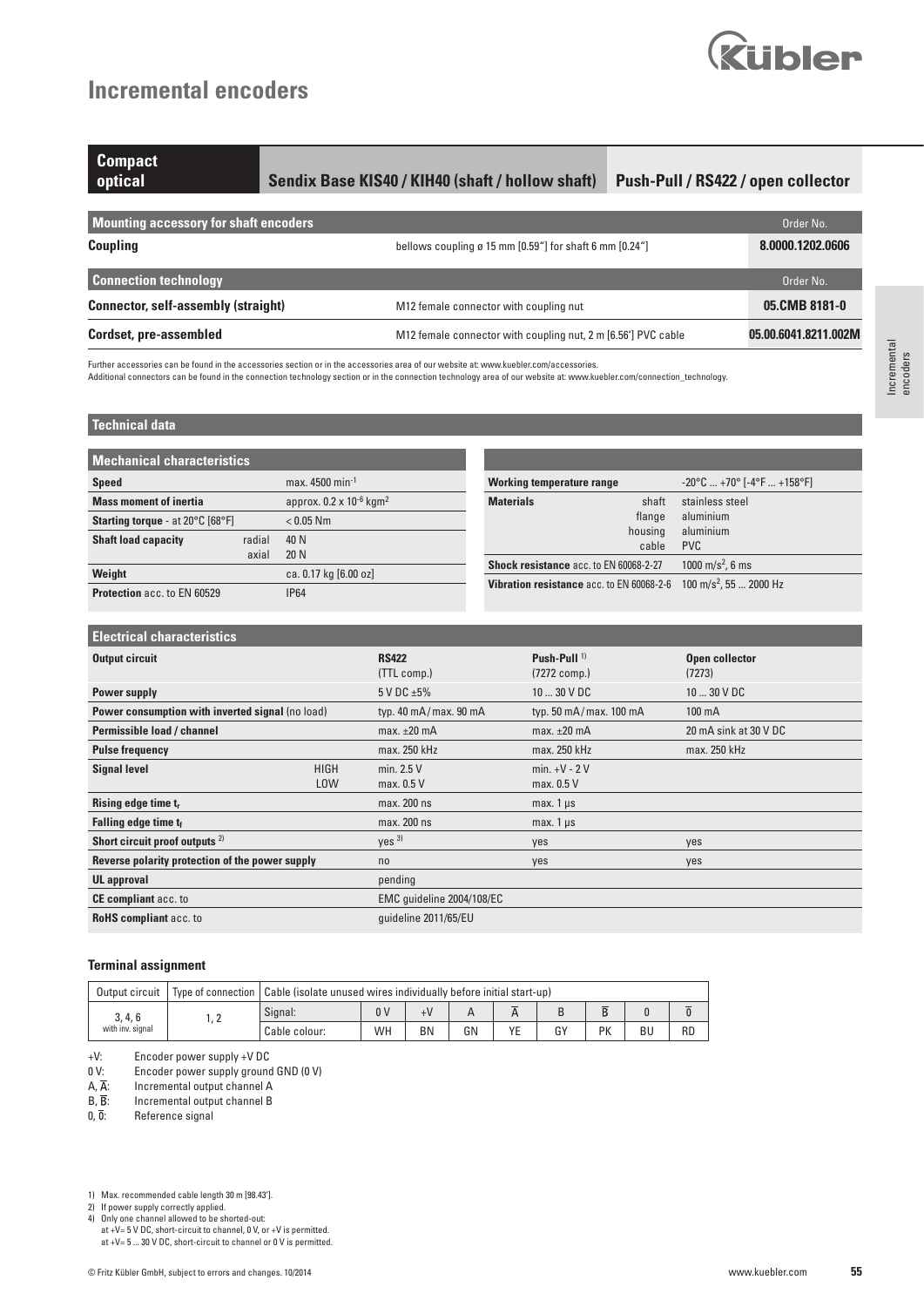# Incremental encoders

**Compact optical** | **Sendix Base KIS40 / KIH40 (shaft / hollow shaft)** | **Push-Pull / RS422 / open collector**

| Mounting accessory for shaft encoders | | Order No. |
|---|---|---|
| **Coupling** | bellows coupling ø 15 mm [0.59"] for shaft 6 mm [0.24"] | **8.0000.1202.0606** |

| Connection technology | | Order No. |
|---|---|---|
| **Connector, self-assembly (straight)** | M12 female connector with coupling nut | **05.CMB 8181-0** |
| **Cordset, pre-assembled** | M12 female connector with coupling nut, 2 m [6.56'] PVC cable | **05.00.6041.8211.002M** |

Further accessories can be found in the accessories section or in the accessories area of our website at: www.kuebler.com/accessories.
Additional connectors can be found in the connection technology section or in the connection technology area of our website at: www.kuebler.com/connection_technology.

## Technical data

| Mechanical characteristics | | |
|---|---|---|
| **Speed** | | max. 4500 $min^{-1}$ |
| **Mass moment of inertia** | | approx. $0.2 \times 10^{-6}$ $kgm^2$ |
| **Starting torque** - at 20°C [68°F] | | < 0.05 Nm |
| **Shaft load capacity** | radial | 40 N |
| | axial | 20 N |
| **Weight** | | ca. 0.17 kg [6.00 oz] |
| **Protection** acc. to EN 60529 | | IP64 |

| | | |
|---|---|---|
| **Working temperature range** | | -20°C ... +70° [-4°F ... +158°F] |
| **Materials** | shaft | stainless steel |
| | flange | aluminium |
| | housing | aluminium |
| | cable | PVC |
| **Shock resistance** acc. to EN 60068-2-27 | | 1000 $m/s^2$, 6 ms |
| **Vibration resistance** acc. to EN 60068-2-6 | | 100 $m/s^2$, 55 ... 2000 Hz |

| Electrical characteristics | | | | |
|---|---|---|---|---|
| **Output circuit** | | **RS422** (TTL comp.) | **Push-Pull** [1] (7272 comp.) | **Open collector** (7273) |
| **Power supply** | | 5 V DC ±5% | 10 ... 30 V DC | 10 ... 30 V DC |
| **Power consumption with inverted signal** (no load) | | typ. 40 mA / max. 90 mA | typ. 50 mA / max. 100 mA | 100 mA |
| **Permissible load / channel** | | max. ±20 mA | max. ±20 mA | 20 mA sink at 30 V DC |
| **Pulse frequency** | | max. 250 kHz | max. 250 kHz | max. 250 kHz |
| **Signal level** | HIGH | min. 2.5 V | min. +V - 2 V | |
| | LOW | max. 0.5 V | max. 0.5 V | |
| **Rising edge time** $t_r$ | | max. 200 ns | max. 1 µs | |
| **Falling edge time** $t_f$ | | max. 200 ns | max. 1 µs | |
| **Short circuit proof outputs** [2] | | yes [3] | yes | yes |
| **Reverse polarity protection of the power supply** | | no | yes | yes |
| **UL approval** | | pending | | |
| **CE compliant** acc. to | | EMC guideline 2004/108/EC | | |
| **RoHS compliant** acc. to | | guideline 2011/65/EU | | |

### Terminal assignment

| Output circuit | Type of connection | Cable (isolate unused wires individually before initial start-up) | | | | | | | | |
|---|---|---|---|---|---|---|---|---|---|---|
| 3, 4, 6 with inv. signal | 1, 2 | Signal: | 0 V | +V | A | $\overline{A}$ | B | $\overline{B}$ | 0 | $\overline{0}$ |
| | | Cable colour: | WH | BN | GN | YE | GY | PK | BU | RD |

+V: Encoder power supply +V DC
0 V: Encoder power supply ground GND (0 V)
A, $\overline{A}$: Incremental output channel A
B, $\overline{B}$: Incremental output channel B
0, $\overline{0}$: Reference signal

1) Max. recommended cable length 30 m [98.43'].
2) If power supply correctly applied.
4) Only one channel allowed to be shorted-out:
at +V= 5 V DC, short-circuit to channel, 0 V, or +V is permitted.
at +V= 5 ... 30 V DC, short-circuit to channel or 0 V is permitted.

© Fritz Kübler GmbH, subject to errors and changes. 10/2014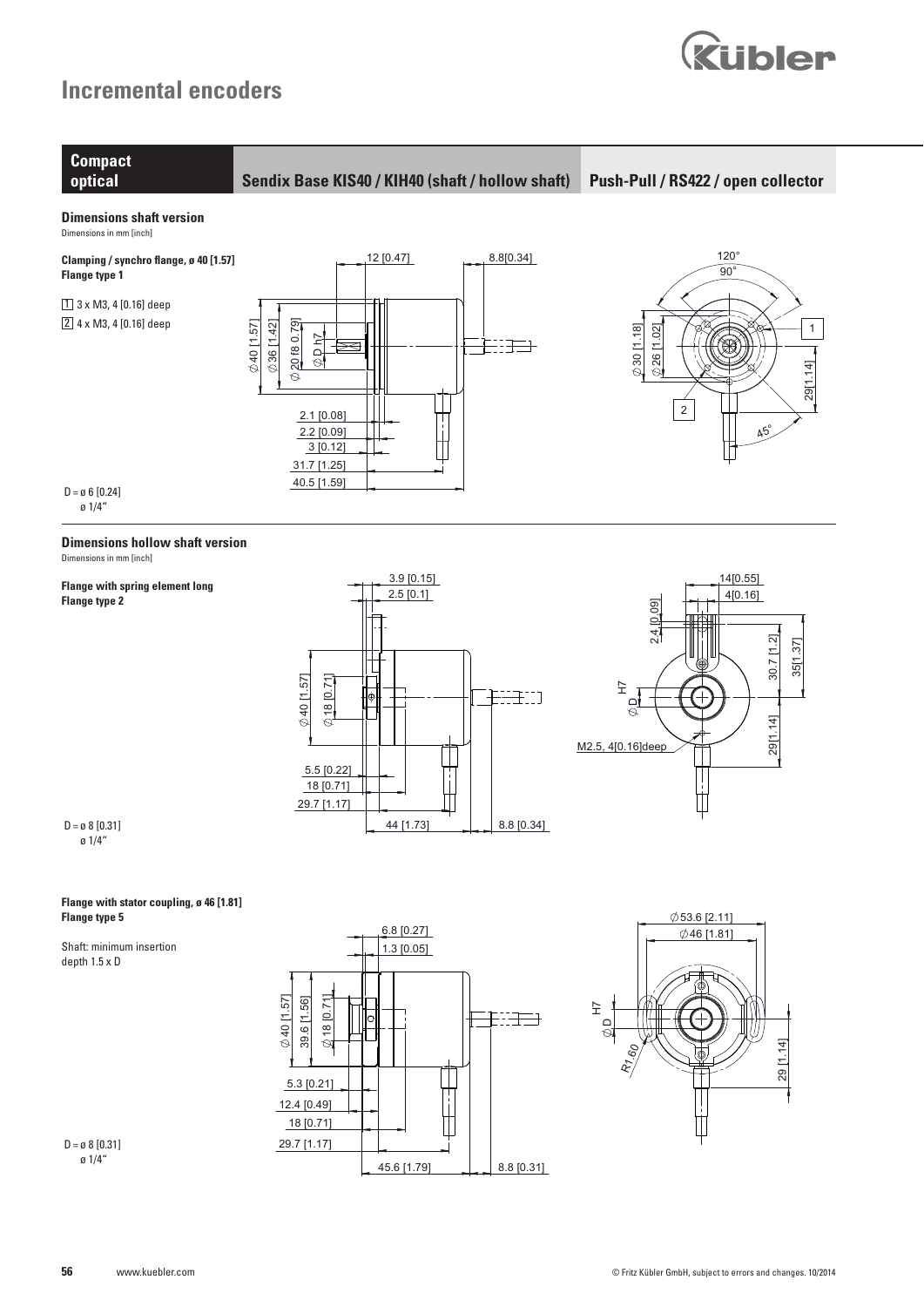# Incremental encoders

**Compact optical** | **Sendix Base KIS40 / KIH40 (shaft / hollow shaft)** | **Push-Pull / RS422 / open collector**

## Dimensions shaft version

Dimensions in mm [inch]

**Clamping / synchro flange, ø 40 [1.57]**
**Flange type 1**

1 3 x M3, 4 [0.16] deep
2 4 x M3, 4 [0.16] deep

12 [0.47]
8.8[0.34]
120°
90°
⌀40 [1.57]
⌀36 [1.42]
⌀20 f8 0.79]
⌀D h7
⌀30 [1.18]
⌀26 [1.02]
29[1.14]
45°
2.1 [0.08]
2.2 [0.09]
3 [0.12]
31.7 [1.25]
40.5 [1.59]

D = ø 6 [0.24]
ø 1/4"

## Dimensions hollow shaft version

Dimensions in mm [inch]

**Flange with spring element long**
**Flange type 2**

3.9 [0.15]
2.5 [0.1]
14[0.55]
4[0.16]
2.4 [0.09]
30.7 [1.2]
35[1.37]
⌀40 [1.57]
⌀18 [0.71]
H7
⌀D
M2.5, 4[0.16]deep
29[1.14]
5.5 [0.22]
18 [0.71]
29.7 [1.17]
44 [1.73]
8.8 [0.34]

D = ø 8 [0.31]
ø 1/4"

**Flange with stator coupling, ø 46 [1.81]**
**Flange type 5**

Shaft: minimum insertion depth 1.5 x D

6.8 [0.27]
1.3 [0.05]
⌀53.6 [2.11]
⌀46 [1.81]
⌀40 [1.57]
39.6 [1.56]
⌀18 [0.71]
H7
⌀D
R1.60
29 [1.14]
5.3 [0.21]
12.4 [0.49]
18 [0.71]
29.7 [1.17]
45.6 [1.79]
8.8 [0.31]

D = ø 8 [0.31]
ø 1/4"

www.kuebler.com

© Fritz Kübler GmbH, subject to errors and changes. 10/2014